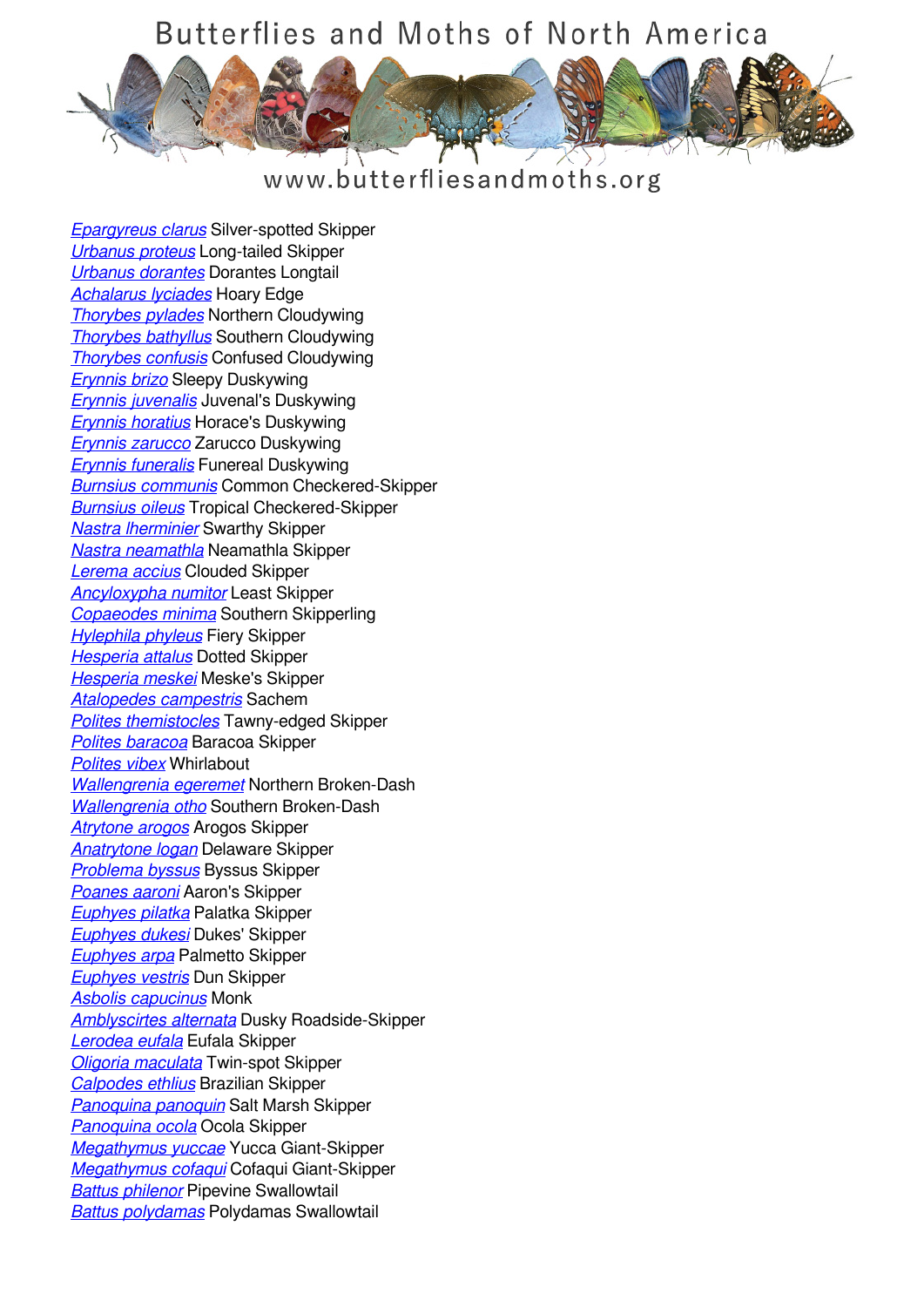# Butterflies and Moths of North America

www.butterfliesandmoths.org

*Epargyreus clarus* Silver-spotted Skipper
*Urbanus proteus* Long-tailed Skipper
*Urbanus dorantes* Dorantes Longtail
*Achalarus lyciades* Hoary Edge
*Thorybes pylades* Northern Cloudywing
*Thorybes bathyllus* Southern Cloudywing
*Thorybes confusis* Confused Cloudywing
*Erynnis brizo* Sleepy Duskywing
*Erynnis juvenalis* Juvenal's Duskywing
*Erynnis horatius* Horace's Duskywing
*Erynnis zarucco* Zarucco Duskywing
*Erynnis funeralis* Funereal Duskywing
*Burnsius communis* Common Checkered-Skipper
*Burnsius oileus* Tropical Checkered-Skipper
*Nastra lherminier* Swarthy Skipper
*Nastra neamathla* Neamathla Skipper
*Lerema accius* Clouded Skipper
*Ancyloxypha numitor* Least Skipper
*Copaeodes minima* Southern Skipperling
*Hylephila phyleus* Fiery Skipper
*Hesperia attalus* Dotted Skipper
*Hesperia meskei* Meske's Skipper
*Atalopedes campestris* Sachem
*Polites themistocles* Tawny-edged Skipper
*Polites baracoa* Baracoa Skipper
*Polites vibex* Whirlabout
*Wallengrenia egeremet* Northern Broken-Dash
*Wallengrenia otho* Southern Broken-Dash
*Atrytone arogos* Arogos Skipper
*Anatrytone logan* Delaware Skipper
*Problema byssus* Byssus Skipper
*Poanes aaroni* Aaron's Skipper
*Euphyes pilatka* Palatka Skipper
*Euphyes dukesi* Dukes' Skipper
*Euphyes arpa* Palmetto Skipper
*Euphyes vestris* Dun Skipper
*Asbolis capucinus* Monk
*Amblyscirtes alternata* Dusky Roadside-Skipper
*Lerodea eufala* Eufala Skipper
*Oligoria maculata* Twin-spot Skipper
*Calpodes ethlius* Brazilian Skipper
*Panoquina panoquin* Salt Marsh Skipper
*Panoquina ocola* Ocola Skipper
*Megathymus yuccae* Yucca Giant-Skipper
*Megathymus cofaqui* Cofaqui Giant-Skipper
*Battus philenor* Pipevine Swallowtail
*Battus polydamas* Polydamas Swallowtail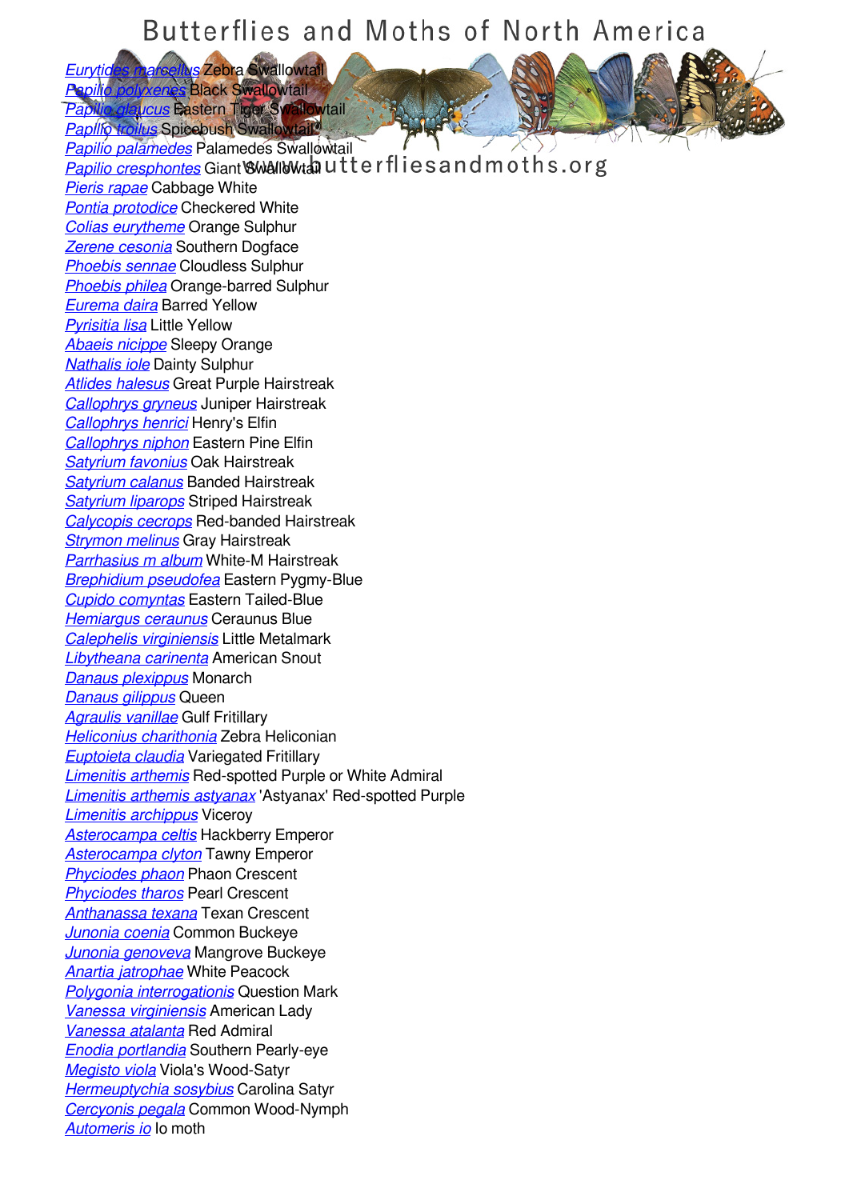# Butterflies and Moths of North America

www.butterfliesandmoths.org

*Eurytides marcellus* Zebra Swallowtail
*Papilio polyxenes* Black Swallowtail
*Papilio glaucus* Eastern Tiger Swallowtail
*Papilio troilus* Spicebush Swallowtail
*Papilio palamedes* Palamedes Swallowtail
*Papilio cresphontes* Giant Swallowtail
*Pieris rapae* Cabbage White
*Pontia protodice* Checkered White
*Colias eurytheme* Orange Sulphur
*Zerene cesonia* Southern Dogface
*Phoebis sennae* Cloudless Sulphur
*Phoebis philea* Orange-barred Sulphur
*Eurema daira* Barred Yellow
*Pyrisitia lisa* Little Yellow
*Abaeis nicippe* Sleepy Orange
*Nathalis iole* Dainty Sulphur
*Atlides halesus* Great Purple Hairstreak
*Callophrys gryneus* Juniper Hairstreak
*Callophrys henrici* Henry's Elfin
*Callophrys niphon* Eastern Pine Elfin
*Satyrium favonius* Oak Hairstreak
*Satyrium calanus* Banded Hairstreak
*Satyrium liparops* Striped Hairstreak
*Calycopis cecrops* Red-banded Hairstreak
*Strymon melinus* Gray Hairstreak
*Parrhasius m album* White-M Hairstreak
*Brephidium pseudofea* Eastern Pygmy-Blue
*Cupido comyntas* Eastern Tailed-Blue
*Hemiargus ceraunus* Ceraunus Blue
*Calephelis virginiensis* Little Metalmark
*Libytheana carinenta* American Snout
*Danaus plexippus* Monarch
*Danaus gilippus* Queen
*Agraulis vanillae* Gulf Fritillary
*Heliconius charithonia* Zebra Heliconian
*Euptoieta claudia* Variegated Fritillary
*Limenitis arthemis* Red-spotted Purple or White Admiral
*Limenitis arthemis astyanax* 'Astyanax' Red-spotted Purple
*Limenitis archippus* Viceroy
*Asterocampa celtis* Hackberry Emperor
*Asterocampa clyton* Tawny Emperor
*Phyciodes phaon* Phaon Crescent
*Phyciodes tharos* Pearl Crescent
*Anthanassa texana* Texan Crescent
*Junonia coenia* Common Buckeye
*Junonia genoveva* Mangrove Buckeye
*Anartia jatrophae* White Peacock
*Polygonia interrogationis* Question Mark
*Vanessa virginiensis* American Lady
*Vanessa atalanta* Red Admiral
*Enodia portlandia* Southern Pearly-eye
*Megisto viola* Viola's Wood-Satyr
*Hermeuptychia sosybius* Carolina Satyr
*Cercyonis pegala* Common Wood-Nymph
*Automeris io* Io moth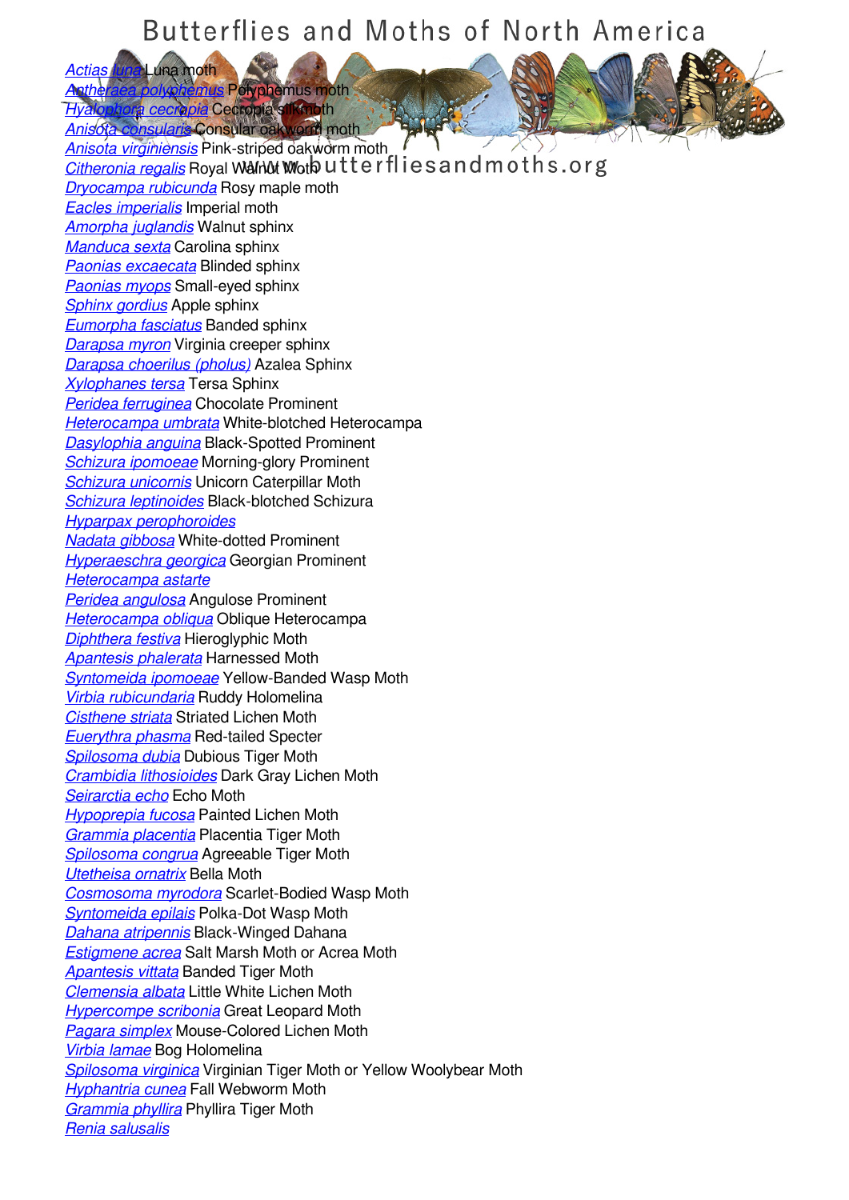# Butterflies and Moths of North America

www.butterfliesandmoths.org

*Actias luna* Luna moth
*Antheraea polyphemus* Polyphemus moth
*Hyalophora cecropia* Cecropia silkmoth
*Anisota consularis* Consular oakworm moth
*Anisota virginiensis* Pink-striped oakworm moth
*Citheronia regalis* Royal Walnut Moth
*Dryocampa rubicunda* Rosy maple moth
*Eacles imperialis* Imperial moth
*Amorpha juglandis* Walnut sphinx
*Manduca sexta* Carolina sphinx
*Paonias excaecata* Blinded sphinx
*Paonias myops* Small-eyed sphinx
*Sphinx gordius* Apple sphinx
*Eumorpha fasciatus* Banded sphinx
*Darapsa myron* Virginia creeper sphinx
*Darapsa choerilus (pholus)* Azalea Sphinx
*Xylophanes tersa* Tersa Sphinx
*Peridea ferruginea* Chocolate Prominent
*Heterocampa umbrata* White-blotched Heterocampa
*Dasylophia anguina* Black-Spotted Prominent
*Schizura ipomoeae* Morning-glory Prominent
*Schizura unicornis* Unicorn Caterpillar Moth
*Schizura leptinoides* Black-blotched Schizura
*Hyparpax perophoroides*
*Nadata gibbosa* White-dotted Prominent
*Hyperaeschra georgica* Georgian Prominent
*Heterocampa astarte*
*Peridea angulosa* Angulose Prominent
*Heterocampa obliqua* Oblique Heterocampa
*Diphthera festiva* Hieroglyphic Moth
*Apantesis phalerata* Harnessed Moth
*Syntomeida ipomoeae* Yellow-Banded Wasp Moth
*Virbia rubicundaria* Ruddy Holomelina
*Cisthene striata* Striated Lichen Moth
*Euerythra phasma* Red-tailed Specter
*Spilosoma dubia* Dubious Tiger Moth
*Crambidia lithosioides* Dark Gray Lichen Moth
*Seirarctia echo* Echo Moth
*Hypoprepia fucosa* Painted Lichen Moth
*Grammia placentia* Placentia Tiger Moth
*Spilosoma congrua* Agreeable Tiger Moth
*Utetheisa ornatrix* Bella Moth
*Cosmosoma myrodora* Scarlet-Bodied Wasp Moth
*Syntomeida epilais* Polka-Dot Wasp Moth
*Dahana atripennis* Black-Winged Dahana
*Estigmene acrea* Salt Marsh Moth or Acrea Moth
*Apantesis vittata* Banded Tiger Moth
*Clemensia albata* Little White Lichen Moth
*Hypercompe scribonia* Great Leopard Moth
*Pagara simplex* Mouse-Colored Lichen Moth
*Virbia lamae* Bog Holomelina
*Spilosoma virginica* Virginian Tiger Moth or Yellow Woolybear Moth
*Hyphantria cunea* Fall Webworm Moth
*Grammia phyllira* Phyllira Tiger Moth
*Renia salusalis*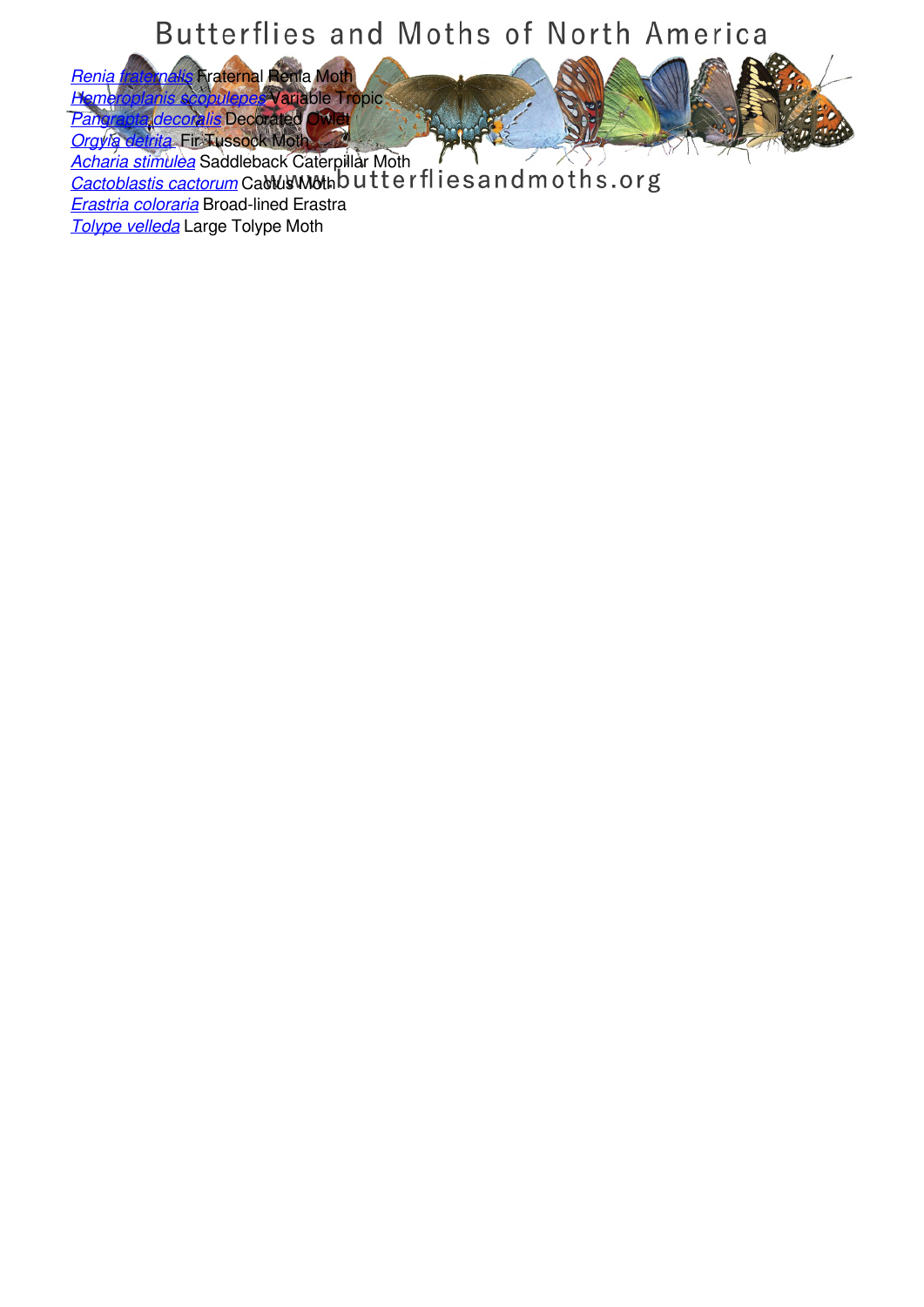*Renia fraternalis* Fraternal Renia Moth
*Hemeroplanis scopulepes* Variable Tropic
*Pangrapta decoralis* Decorated Owlet
*Orgyia detrita* Fir Tussock Moth
*Acharia stimulea* Saddleback Caterpillar Moth
*Cactoblastis cactorum* Cactus Moth
*Erastria coloraria* Broad-lined Erastra
*Tolype velleda* Large Tolype Moth